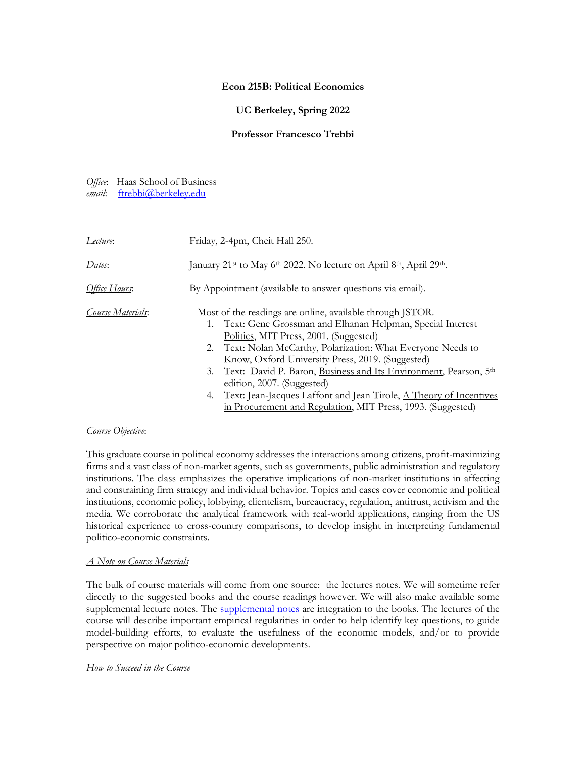**Econ 215B: Political Economics**

**UC Berkeley, Spring 2022**

**Professor Francesco Trebbi**

*Office*: Haas School of Business
*email*: ftrebbi@berkeley.edu

*Lecture*: Friday, 2-4pm, Cheit Hall 250.

*Dates*: January 21st to May 6th 2022. No lecture on April 8th, April 29th.

*Office Hours*: By Appointment (available to answer questions via email).

*Course Materials*: Most of the readings are online, available through JSTOR.

1. Text: Gene Grossman and Elhanan Helpman, Special Interest Politics, MIT Press, 2001. (Suggested)
2. Text: Nolan McCarthy, Polarization: What Everyone Needs to Know, Oxford University Press, 2019. (Suggested)
3. Text: David P. Baron, Business and Its Environment, Pearson, 5th edition, 2007. (Suggested)
4. Text: Jean-Jacques Laffont and Jean Tirole, A Theory of Incentives in Procurement and Regulation, MIT Press, 1993. (Suggested)

*Course Objective*:

This graduate course in political economy addresses the interactions among citizens, profit-maximizing firms and a vast class of non-market agents, such as governments, public administration and regulatory institutions. The class emphasizes the operative implications of non-market institutions in affecting and constraining firm strategy and individual behavior. Topics and cases cover economic and political institutions, economic policy, lobbying, clientelism, bureaucracy, regulation, antitrust, activism and the media. We corroborate the analytical framework with real-world applications, ranging from the US historical experience to cross-country comparisons, to develop insight in interpreting fundamental politico-economic constraints.

*A Note on Course Materials*

The bulk of course materials will come from one source: the lectures notes. We will sometime refer directly to the suggested books and the course readings however. We will also make available some supplemental lecture notes. The supplemental notes are integration to the books. The lectures of the course will describe important empirical regularities in order to help identify key questions, to guide model-building efforts, to evaluate the usefulness of the economic models, and/or to provide perspective on major politico-economic developments.

*How to Succeed in the Course*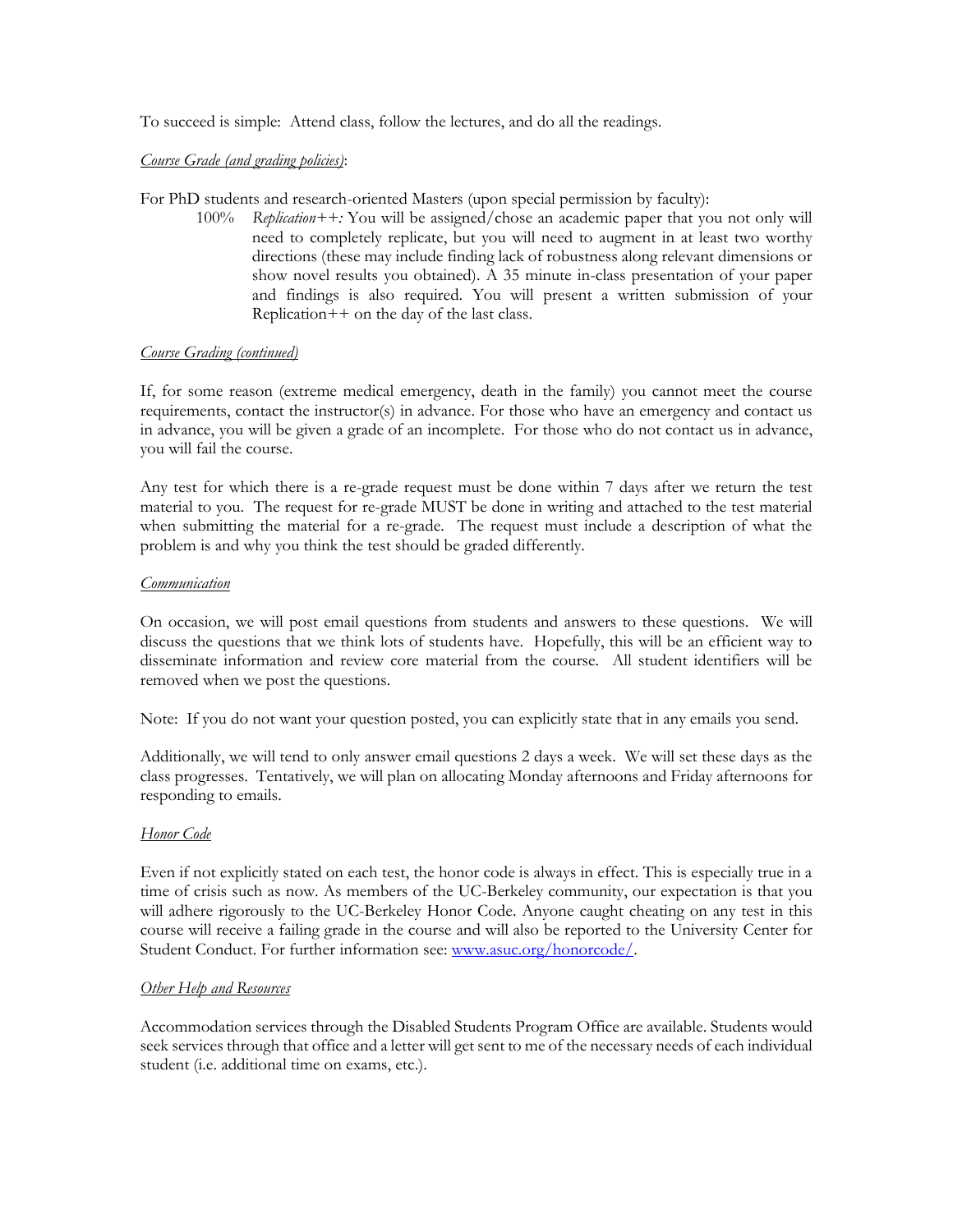To succeed is simple: Attend class, follow the lectures, and do all the readings.

_Course Grade (and grading policies)_:

For PhD students and research-oriented Masters (upon special permission by faculty):

100% *Replication++:* You will be assigned/chose an academic paper that you not only will need to completely replicate, but you will need to augment in at least two worthy directions (these may include finding lack of robustness along relevant dimensions or show novel results you obtained). A 35 minute in-class presentation of your paper and findings is also required. You will present a written submission of your Replication++ on the day of the last class.

_Course Grading (continued)_

If, for some reason (extreme medical emergency, death in the family) you cannot meet the course requirements, contact the instructor(s) in advance. For those who have an emergency and contact us in advance, you will be given a grade of an incomplete. For those who do not contact us in advance, you will fail the course.

Any test for which there is a re-grade request must be done within 7 days after we return the test material to you. The request for re-grade MUST be done in writing and attached to the test material when submitting the material for a re-grade. The request must include a description of what the problem is and why you think the test should be graded differently.

_Communication_

On occasion, we will post email questions from students and answers to these questions. We will discuss the questions that we think lots of students have. Hopefully, this will be an efficient way to disseminate information and review core material from the course. All student identifiers will be removed when we post the questions.

Note: If you do not want your question posted, you can explicitly state that in any emails you send.

Additionally, we will tend to only answer email questions 2 days a week. We will set these days as the class progresses. Tentatively, we will plan on allocating Monday afternoons and Friday afternoons for responding to emails.

_Honor Code_

Even if not explicitly stated on each test, the honor code is always in effect. This is especially true in a time of crisis such as now. As members of the UC-Berkeley community, our expectation is that you will adhere rigorously to the UC-Berkeley Honor Code. Anyone caught cheating on any test in this course will receive a failing grade in the course and will also be reported to the University Center for Student Conduct. For further information see: [www.asuc.org/honorcode/](www.asuc.org/honorcode/).

_Other Help and Resources_

Accommodation services through the Disabled Students Program Office are available. Students would seek services through that office and a letter will get sent to me of the necessary needs of each individual student (i.e. additional time on exams, etc.).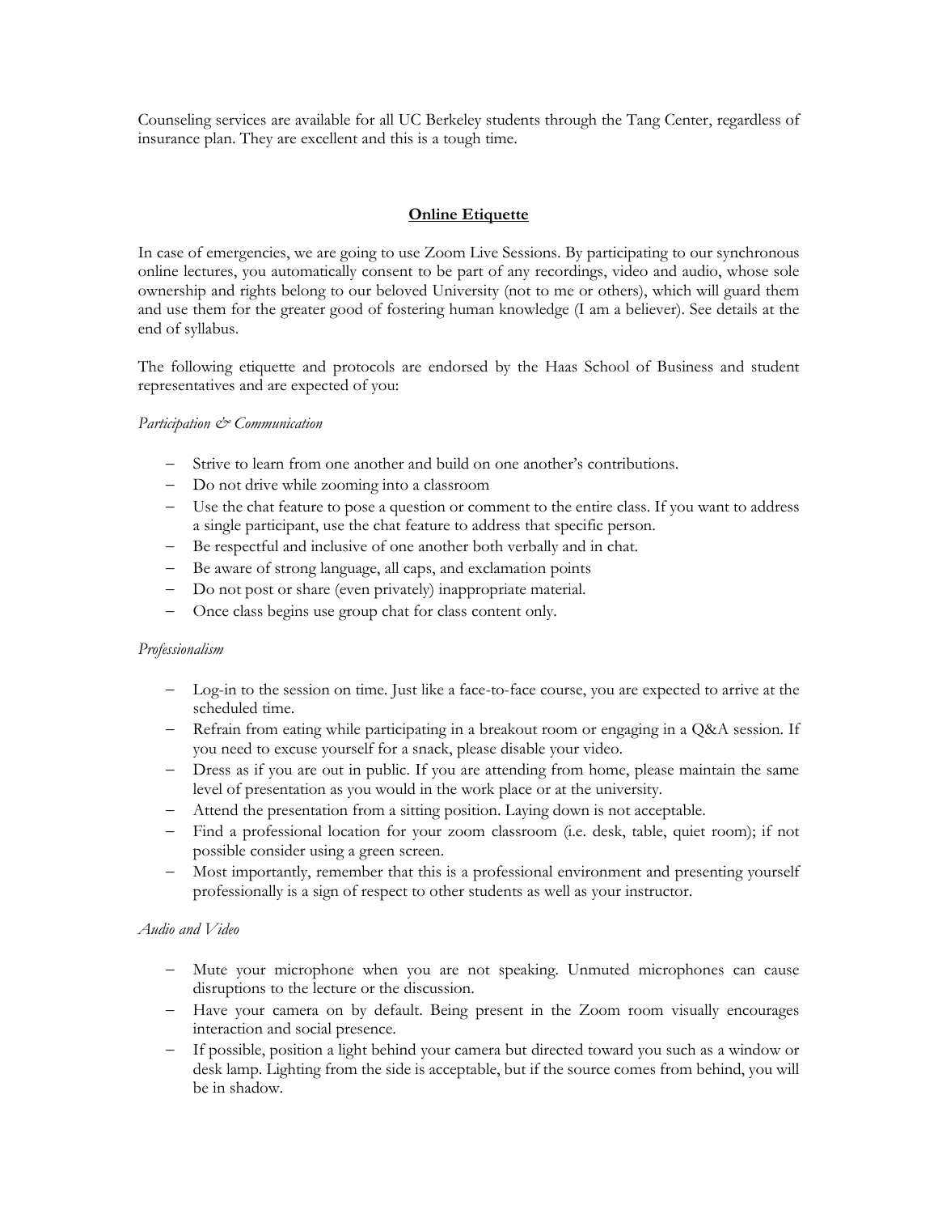Counseling services are available for all UC Berkeley students through the Tang Center, regardless of insurance plan. They are excellent and this is a tough time.

## **Online Etiquette**

In case of emergencies, we are going to use Zoom Live Sessions. By participating to our synchronous online lectures, you automatically consent to be part of any recordings, video and audio, whose sole ownership and rights belong to our beloved University (not to me or others), which will guard them and use them for the greater good of fostering human knowledge (I am a believer). See details at the end of syllabus.

The following etiquette and protocols are endorsed by the Haas School of Business and student representatives and are expected of you:

*Participation & Communication*

- Strive to learn from one another and build on one another's contributions.
- Do not drive while zooming into a classroom
- Use the chat feature to pose a question or comment to the entire class. If you want to address a single participant, use the chat feature to address that specific person.
- Be respectful and inclusive of one another both verbally and in chat.
- Be aware of strong language, all caps, and exclamation points
- Do not post or share (even privately) inappropriate material.
- Once class begins use group chat for class content only.

*Professionalism*

- Log-in to the session on time. Just like a face-to-face course, you are expected to arrive at the scheduled time.
- Refrain from eating while participating in a breakout room or engaging in a Q&A session. If you need to excuse yourself for a snack, please disable your video.
- Dress as if you are out in public. If you are attending from home, please maintain the same level of presentation as you would in the work place or at the university.
- Attend the presentation from a sitting position. Laying down is not acceptable.
- Find a professional location for your zoom classroom (i.e. desk, table, quiet room); if not possible consider using a green screen.
- Most importantly, remember that this is a professional environment and presenting yourself professionally is a sign of respect to other students as well as your instructor.

*Audio and Video*

- Mute your microphone when you are not speaking. Unmuted microphones can cause disruptions to the lecture or the discussion.
- Have your camera on by default. Being present in the Zoom room visually encourages interaction and social presence.
- If possible, position a light behind your camera but directed toward you such as a window or desk lamp. Lighting from the side is acceptable, but if the source comes from behind, you will be in shadow.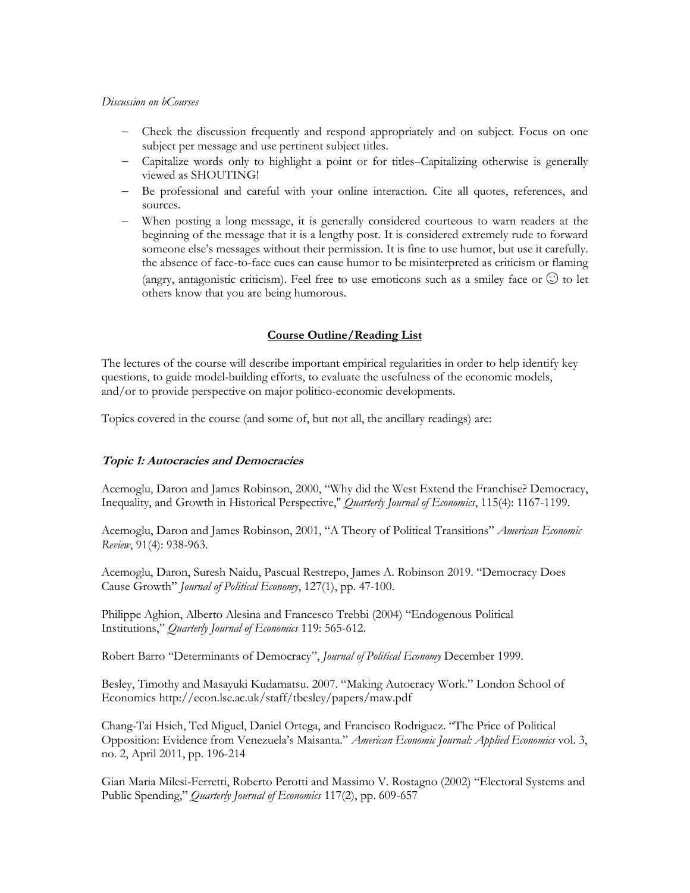*Discussion on bCourses*

- Check the discussion frequently and respond appropriately and on subject. Focus on one subject per message and use pertinent subject titles.
- Capitalize words only to highlight a point or for titles–Capitalizing otherwise is generally viewed as SHOUTING!
- Be professional and careful with your online interaction. Cite all quotes, references, and sources.
- When posting a long message, it is generally considered courteous to warn readers at the beginning of the message that it is a lengthy post. It is considered extremely rude to forward someone else's messages without their permission. It is fine to use humor, but use it carefully. the absence of face-to-face cues can cause humor to be misinterpreted as criticism or flaming (angry, antagonistic criticism). Feel free to use emoticons such as a smiley face or ☺ to let others know that you are being humorous.

## Course Outline/Reading List

The lectures of the course will describe important empirical regularities in order to help identify key questions, to guide model-building efforts, to evaluate the usefulness of the economic models, and/or to provide perspective on major politico-economic developments.

Topics covered in the course (and some of, but not all, the ancillary readings) are:

### *Topic 1: Autocracies and Democracies*

Acemoglu, Daron and James Robinson, 2000, "Why did the West Extend the Franchise? Democracy, Inequality, and Growth in Historical Perspective," *Quarterly Journal of Economics*, 115(4): 1167-1199.

Acemoglu, Daron and James Robinson, 2001, "A Theory of Political Transitions" *American Economic Review*, 91(4): 938-963.

Acemoglu, Daron, Suresh Naidu, Pascual Restrepo, James A. Robinson 2019. "Democracy Does Cause Growth" *Journal of Political Economy*, 127(1), pp. 47-100.

Philippe Aghion, Alberto Alesina and Francesco Trebbi (2004) "Endogenous Political Institutions," *Quarterly Journal of Economics* 119: 565-612.

Robert Barro "Determinants of Democracy", *Journal of Political Economy* December 1999.

Besley, Timothy and Masayuki Kudamatsu. 2007. "Making Autocracy Work." London School of Economics http://econ.lse.ac.uk/staff/tbesley/papers/maw.pdf

Chang-Tai Hsieh, Ted Miguel, Daniel Ortega, and Francisco Rodriguez. "The Price of Political Opposition: Evidence from Venezuela's Maisanta." *American Economic Journal: Applied Economics* vol. 3, no. 2, April 2011, pp. 196-214

Gian Maria Milesi-Ferretti, Roberto Perotti and Massimo V. Rostagno (2002) "Electoral Systems and Public Spending," *Quarterly Journal of Economics* 117(2), pp. 609-657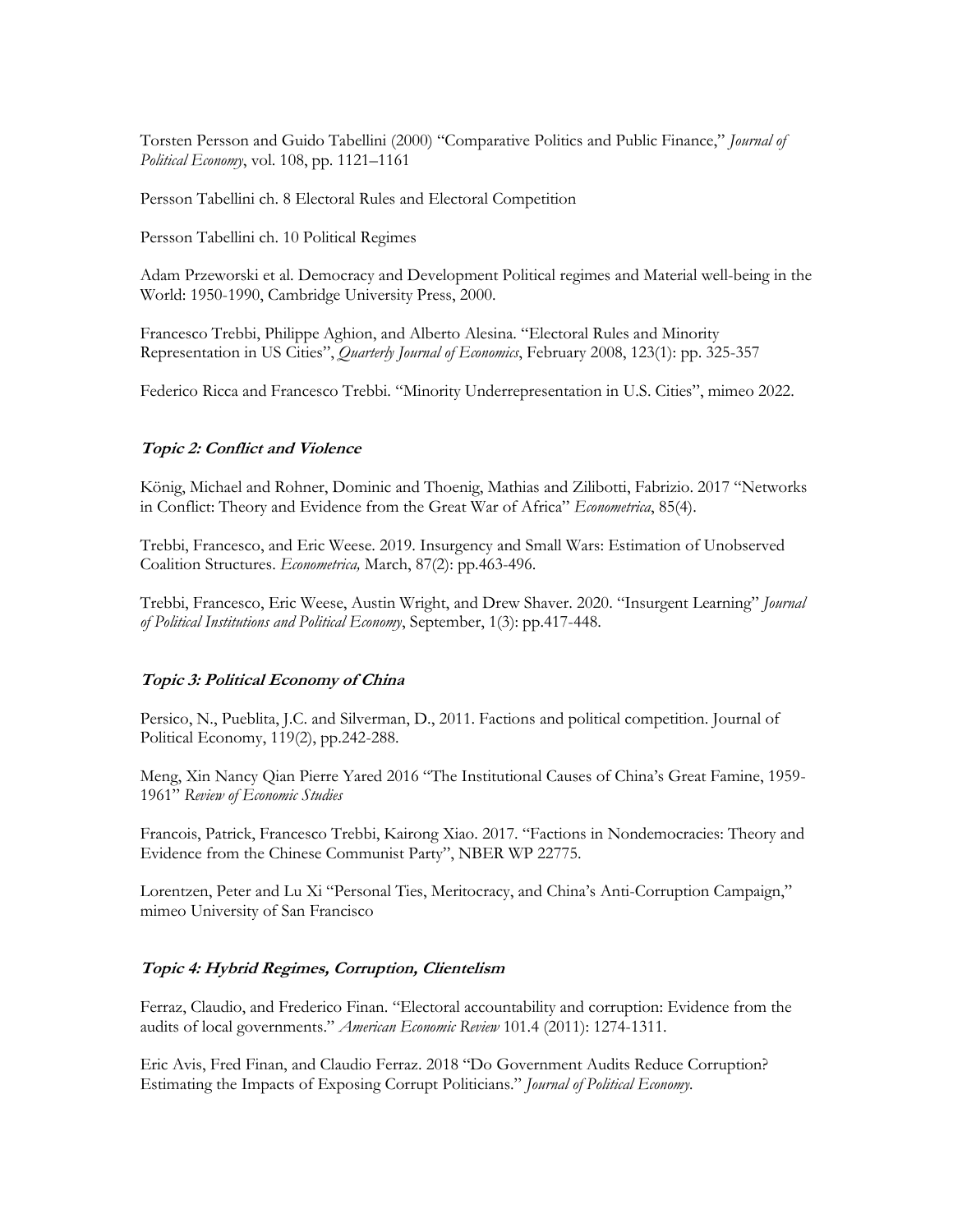Torsten Persson and Guido Tabellini (2000) "Comparative Politics and Public Finance," *Journal of Political Economy*, vol. 108, pp. 1121–1161

Persson Tabellini ch. 8 Electoral Rules and Electoral Competition

Persson Tabellini ch. 10 Political Regimes

Adam Przeworski et al. Democracy and Development Political regimes and Material well-being in the World: 1950-1990, Cambridge University Press, 2000.

Francesco Trebbi, Philippe Aghion, and Alberto Alesina. "Electoral Rules and Minority Representation in US Cities", *Quarterly Journal of Economics*, February 2008, 123(1): pp. 325-357

Federico Ricca and Francesco Trebbi. "Minority Underrepresentation in U.S. Cities", mimeo 2022.

### *Topic 2: Conflict and Violence*

König, Michael and Rohner, Dominic and Thoenig, Mathias and Zilibotti, Fabrizio. 2017 "Networks in Conflict: Theory and Evidence from the Great War of Africa" *Econometrica*, 85(4).

Trebbi, Francesco, and Eric Weese. 2019. Insurgency and Small Wars: Estimation of Unobserved Coalition Structures. *Econometrica,* March, 87(2): pp.463-496.

Trebbi, Francesco, Eric Weese, Austin Wright, and Drew Shaver. 2020. "Insurgent Learning" *Journal of Political Institutions and Political Economy*, September, 1(3): pp.417-448.

### *Topic 3: Political Economy of China*

Persico, N., Pueblita, J.C. and Silverman, D., 2011. Factions and political competition. Journal of Political Economy, 119(2), pp.242-288.

Meng, Xin Nancy Qian Pierre Yared 2016 "The Institutional Causes of China's Great Famine, 1959-1961" *Review of Economic Studies*

Francois, Patrick, Francesco Trebbi, Kairong Xiao. 2017. "Factions in Nondemocracies: Theory and Evidence from the Chinese Communist Party", NBER WP 22775.

Lorentzen, Peter and Lu Xi "Personal Ties, Meritocracy, and China's Anti-Corruption Campaign," mimeo University of San Francisco

### *Topic 4: Hybrid Regimes, Corruption, Clientelism*

Ferraz, Claudio, and Frederico Finan. "Electoral accountability and corruption: Evidence from the audits of local governments." *American Economic Review* 101.4 (2011): 1274-1311.

Eric Avis, Fred Finan, and Claudio Ferraz. 2018 "Do Government Audits Reduce Corruption? Estimating the Impacts of Exposing Corrupt Politicians." *Journal of Political Economy.*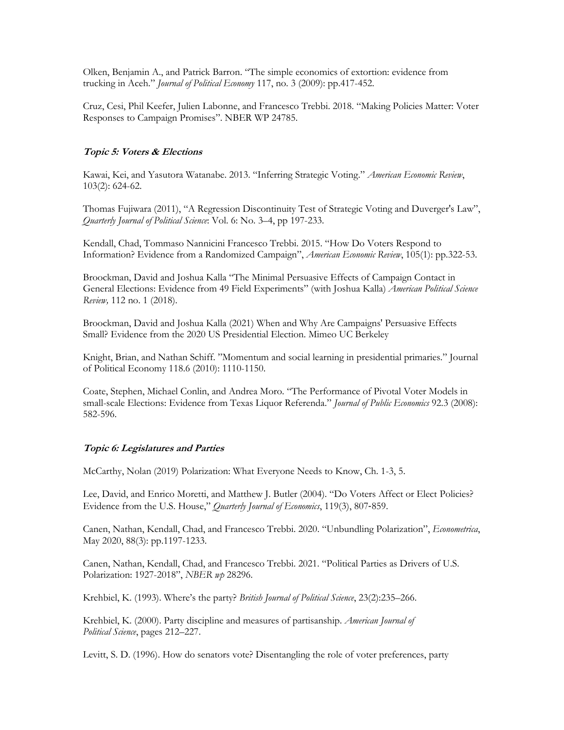Olken, Benjamin A., and Patrick Barron. "The simple economics of extortion: evidence from trucking in Aceh." *Journal of Political Economy* 117, no. 3 (2009): pp.417-452.

Cruz, Cesi, Phil Keefer, Julien Labonne, and Francesco Trebbi. 2018. "Making Policies Matter: Voter Responses to Campaign Promises". NBER WP 24785.

### *Topic 5: Voters & Elections*

Kawai, Kei, and Yasutora Watanabe. 2013. "Inferring Strategic Voting." *American Economic Review*, 103(2): 624-62.

Thomas Fujiwara (2011), "A Regression Discontinuity Test of Strategic Voting and Duverger's Law", *Quarterly Journal of Political Science*: Vol. 6: No. 3–4, pp 197-233.

Kendall, Chad, Tommaso Nannicini Francesco Trebbi. 2015. "How Do Voters Respond to Information? Evidence from a Randomized Campaign", *American Economic Review*, 105(1): pp.322-53.

Broockman, David and Joshua Kalla "The Minimal Persuasive Effects of Campaign Contact in General Elections: Evidence from 49 Field Experiments" (with Joshua Kalla) *American Political Science Review,* 112 no. 1 (2018).

Broockman, David and Joshua Kalla (2021) When and Why Are Campaigns' Persuasive Effects Small? Evidence from the 2020 US Presidential Election. Mimeo UC Berkeley

Knight, Brian, and Nathan Schiff. "Momentum and social learning in presidential primaries." Journal of Political Economy 118.6 (2010): 1110-1150.

Coate, Stephen, Michael Conlin, and Andrea Moro. "The Performance of Pivotal Voter Models in small-scale Elections: Evidence from Texas Liquor Referenda." *Journal of Public Economics* 92.3 (2008): 582-596.

### *Topic 6: Legislatures and Parties*

McCarthy, Nolan (2019) Polarization: What Everyone Needs to Know, Ch. 1-3, 5.

Lee, David, and Enrico Moretti, and Matthew J. Butler (2004). "Do Voters Affect or Elect Policies? Evidence from the U.S. House," *Quarterly Journal of Economics*, 119(3), 807-859.

Canen, Nathan, Kendall, Chad, and Francesco Trebbi. 2020. "Unbundling Polarization", *Econometrica*, May 2020, 88(3): pp.1197-1233.

Canen, Nathan, Kendall, Chad, and Francesco Trebbi. 2021. "Political Parties as Drivers of U.S. Polarization: 1927-2018", *NBER wp* 28296.

Krehbiel, K. (1993). Where's the party? *British Journal of Political Science*, 23(2):235–266.

Krehbiel, K. (2000). Party discipline and measures of partisanship. *American Journal of Political Science*, pages 212–227.

Levitt, S. D. (1996). How do senators vote? Disentangling the role of voter preferences, party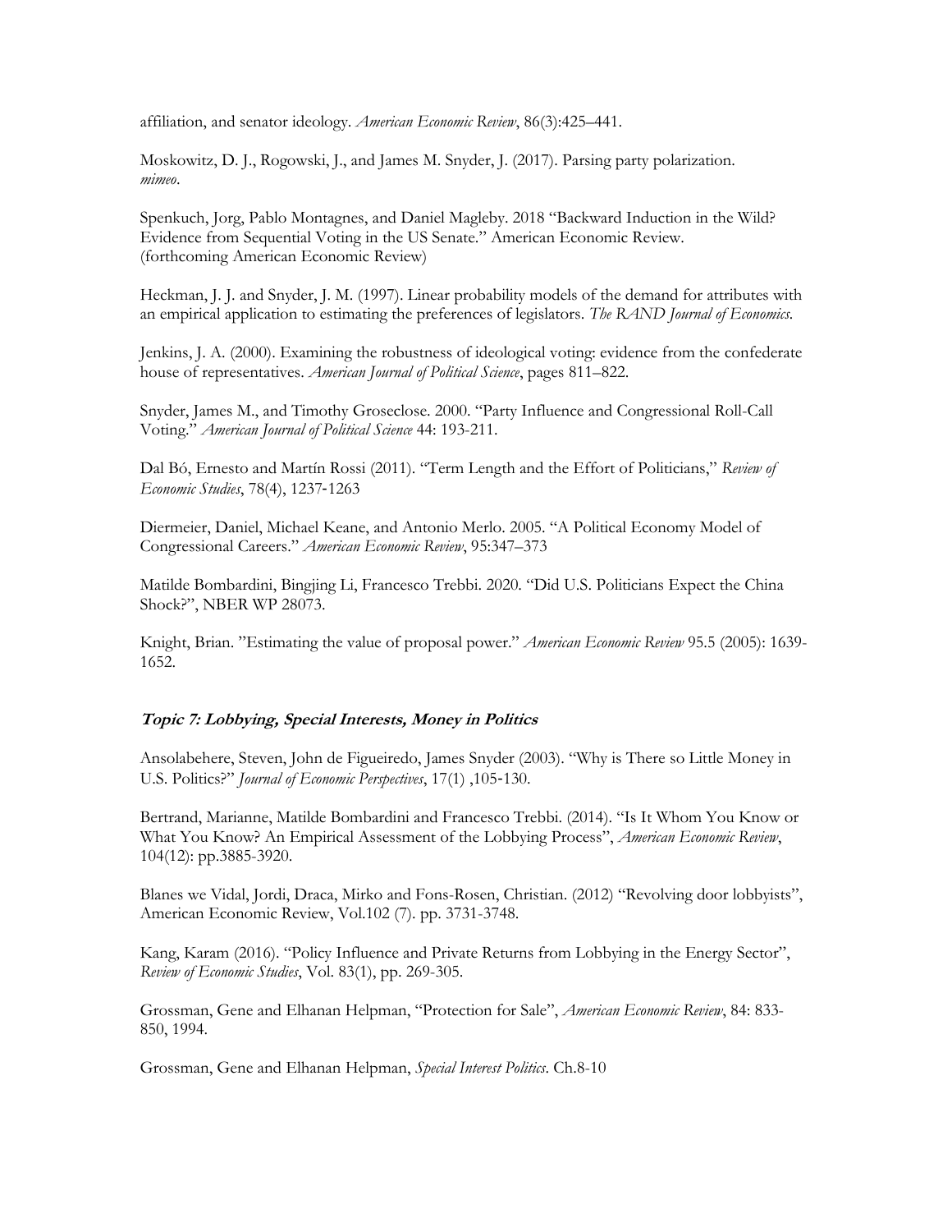affiliation, and senator ideology. *American Economic Review*, 86(3):425–441.

Moskowitz, D. J., Rogowski, J., and James M. Snyder, J. (2017). Parsing party polarization. *mimeo*.

Spenkuch, Jorg, Pablo Montagnes, and Daniel Magleby. 2018 "Backward Induction in the Wild? Evidence from Sequential Voting in the US Senate." American Economic Review. (forthcoming American Economic Review)

Heckman, J. J. and Snyder, J. M. (1997). Linear probability models of the demand for attributes with an empirical application to estimating the preferences of legislators. *The RAND Journal of Economics*.

Jenkins, J. A. (2000). Examining the robustness of ideological voting: evidence from the confederate house of representatives. *American Journal of Political Science*, pages 811–822.

Snyder, James M., and Timothy Groseclose. 2000. "Party Influence and Congressional Roll-Call Voting." *American Journal of Political Science* 44: 193-211.

Dal Bó, Ernesto and Martín Rossi (2011). "Term Length and the Effort of Politicians," *Review of Economic Studies*, 78(4), 1237-1263

Diermeier, Daniel, Michael Keane, and Antonio Merlo. 2005. "A Political Economy Model of Congressional Careers." *American Economic Review*, 95:347–373

Matilde Bombardini, Bingjing Li, Francesco Trebbi. 2020. "Did U.S. Politicians Expect the China Shock?", NBER WP 28073.

Knight, Brian. "Estimating the value of proposal power." *American Economic Review* 95.5 (2005): 1639-1652.

### *Topic 7: Lobbying, Special Interests, Money in Politics*

Ansolabehere, Steven, John de Figueiredo, James Snyder (2003). "Why is There so Little Money in U.S. Politics?" *Journal of Economic Perspectives*, 17(1) ,105-130.

Bertrand, Marianne, Matilde Bombardini and Francesco Trebbi. (2014). "Is It Whom You Know or What You Know? An Empirical Assessment of the Lobbying Process", *American Economic Review*, 104(12): pp.3885-3920.

Blanes we Vidal, Jordi, Draca, Mirko and Fons-Rosen, Christian. (2012) "Revolving door lobbyists", American Economic Review, Vol.102 (7). pp. 3731-3748.

Kang, Karam (2016). "Policy Influence and Private Returns from Lobbying in the Energy Sector", *Review of Economic Studies*, Vol. 83(1), pp. 269-305.

Grossman, Gene and Elhanan Helpman, "Protection for Sale", *American Economic Review*, 84: 833-850, 1994.

Grossman, Gene and Elhanan Helpman, *Special Interest Politics*. Ch.8-10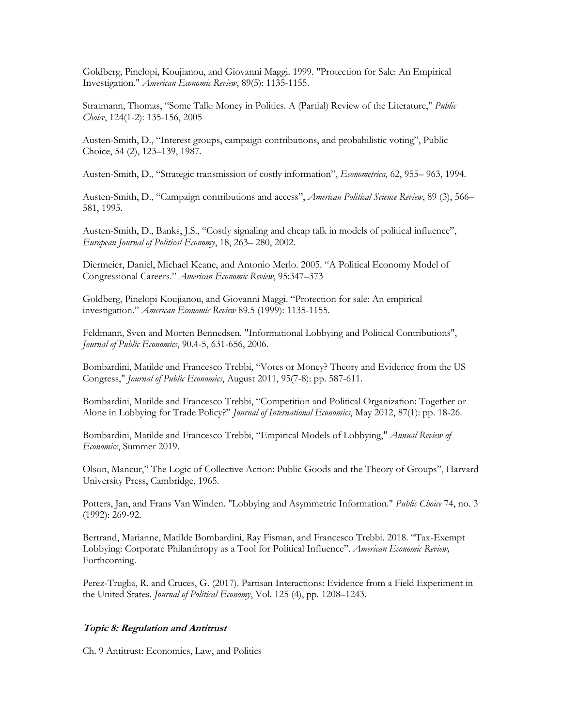Goldberg, Pinelopi, Koujianou, and Giovanni Maggi. 1999. "Protection for Sale: An Empirical Investigation." *American Economic Review*, 89(5): 1135-1155.

Stratmann, Thomas, "Some Talk: Money in Politics. A (Partial) Review of the Literature," *Public Choice*, 124(1-2): 135-156, 2005

Austen-Smith, D., "Interest groups, campaign contributions, and probabilistic voting", Public Choice, 54 (2), 123–139, 1987.

Austen-Smith, D., "Strategic transmission of costly information", *Econometrica*, 62, 955– 963, 1994.

Austen-Smith, D., "Campaign contributions and access", *American Political Science Review*, 89 (3), 566–581, 1995.

Austen-Smith, D., Banks, J.S., "Costly signaling and cheap talk in models of political influence", *European Journal of Political Economy*, 18, 263– 280, 2002.

Diermeier, Daniel, Michael Keane, and Antonio Merlo. 2005. "A Political Economy Model of Congressional Careers." *American Economic Review*, 95:347–373

Goldberg, Pinelopi Koujianou, and Giovanni Maggi. "Protection for sale: An empirical investigation." *American Economic Review* 89.5 (1999): 1135-1155.

Feldmann, Sven and Morten Bennedsen. "Informational Lobbying and Political Contributions", *Journal of Public Economics*, 90.4-5, 631-656, 2006.

Bombardini, Matilde and Francesco Trebbi, "Votes or Money? Theory and Evidence from the US Congress," *Journal of Public Economics*, August 2011, 95(7-8): pp. 587-611.

Bombardini, Matilde and Francesco Trebbi, "Competition and Political Organization: Together or Alone in Lobbying for Trade Policy?" *Journal of International Economics*, May 2012, 87(1): pp. 18-26.

Bombardini, Matilde and Francesco Trebbi, "Empirical Models of Lobbying," *Annual Review of Economics*, Summer 2019.

Olson, Mancur," The Logic of Collective Action: Public Goods and the Theory of Groups", Harvard University Press, Cambridge, 1965.

Potters, Jan, and Frans Van Winden. "Lobbying and Asymmetric Information." *Public Choice* 74, no. 3 (1992): 269-92.

Bertrand, Marianne, Matilde Bombardini, Ray Fisman, and Francesco Trebbi. 2018. "Tax-Exempt Lobbying: Corporate Philanthropy as a Tool for Political Influence". *American Economic Review,* Forthcoming.

Perez-Truglia, R. and Cruces, G. (2017). Partisan Interactions: Evidence from a Field Experiment in the United States. *Journal of Political Economy*, Vol. 125 (4), pp. 1208–1243.

### ***Topic 8: Regulation and Antitrust***

Ch. 9 Antitrust: Economics, Law, and Politics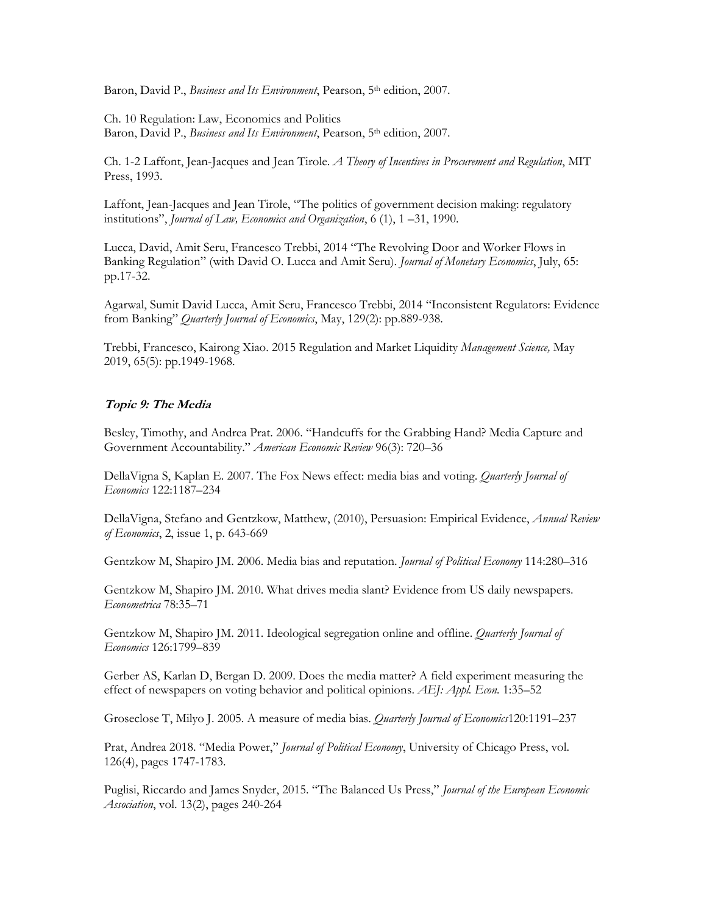Baron, David P., *Business and Its Environment*, Pearson, 5th edition, 2007.

Ch. 10 Regulation: Law, Economics and Politics
Baron, David P., *Business and Its Environment*, Pearson, 5th edition, 2007.

Ch. 1-2 Laffont, Jean-Jacques and Jean Tirole. *A Theory of Incentives in Procurement and Regulation*, MIT Press, 1993.

Laffont, Jean-Jacques and Jean Tirole, "The politics of government decision making: regulatory institutions", *Journal of Law, Economics and Organization*, 6 (1), 1 –31, 1990.

Lucca, David, Amit Seru, Francesco Trebbi, 2014 "The Revolving Door and Worker Flows in Banking Regulation" (with David O. Lucca and Amit Seru). *Journal of Monetary Economics*, July, 65: pp.17-32.

Agarwal, Sumit David Lucca, Amit Seru, Francesco Trebbi, 2014 "Inconsistent Regulators: Evidence from Banking" *Quarterly Journal of Economics*, May, 129(2): pp.889-938.

Trebbi, Francesco, Kairong Xiao. 2015 Regulation and Market Liquidity *Management Science,* May 2019, 65(5): pp.1949-1968.

### *Topic 9: The Media*

Besley, Timothy, and Andrea Prat. 2006. "Handcuffs for the Grabbing Hand? Media Capture and Government Accountability." *American Economic Review* 96(3): 720–36

DellaVigna S, Kaplan E. 2007. The Fox News effect: media bias and voting. *Quarterly Journal of Economics* 122:1187–234

DellaVigna, Stefano and Gentzkow, Matthew, (2010), Persuasion: Empirical Evidence, *Annual Review of Economics*, 2, issue 1, p. 643-669

Gentzkow M, Shapiro JM. 2006. Media bias and reputation. *Journal of Political Economy* 114:280–316

Gentzkow M, Shapiro JM. 2010. What drives media slant? Evidence from US daily newspapers. *Econometrica* 78:35–71

Gentzkow M, Shapiro JM. 2011. Ideological segregation online and offline. *Quarterly Journal of Economics* 126:1799–839

Gerber AS, Karlan D, Bergan D. 2009. Does the media matter? A field experiment measuring the effect of newspapers on voting behavior and political opinions. *AEJ: Appl. Econ.* 1:35–52

Groseclose T, Milyo J. 2005. A measure of media bias. *Quarterly Journal of Economics*120:1191–237

Prat, Andrea 2018. "Media Power," *Journal of Political Economy*, University of Chicago Press, vol. 126(4), pages 1747-1783.

Puglisi, Riccardo and James Snyder, 2015. "The Balanced Us Press," *Journal of the European Economic Association*, vol. 13(2), pages 240-264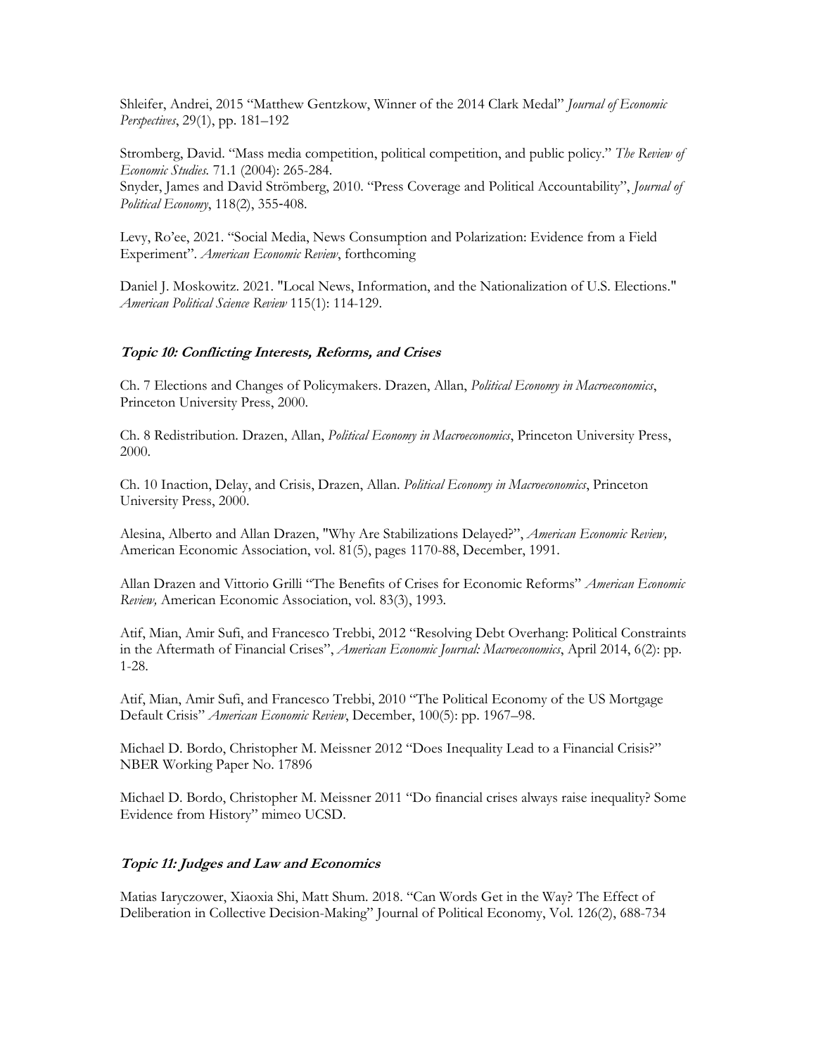Shleifer, Andrei, 2015 "Matthew Gentzkow, Winner of the 2014 Clark Medal" *Journal of Economic Perspectives*, 29(1), pp. 181–192

Stromberg, David. "Mass media competition, political competition, and public policy." *The Review of Economic Studies.* 71.1 (2004): 265-284.
Snyder, James and David Strömberg, 2010. "Press Coverage and Political Accountability", *Journal of Political Economy*, 118(2), 355-408.

Levy, Ro'ee, 2021. "Social Media, News Consumption and Polarization: Evidence from a Field Experiment". *American Economic Review*, forthcoming

Daniel J. Moskowitz. 2021. "Local News, Information, and the Nationalization of U.S. Elections." *American Political Science Review* 115(1): 114-129.

### *Topic 10: Conflicting Interests, Reforms, and Crises*

Ch. 7 Elections and Changes of Policymakers. Drazen, Allan, *Political Economy in Macroeconomics*, Princeton University Press, 2000.

Ch. 8 Redistribution. Drazen, Allan, *Political Economy in Macroeconomics*, Princeton University Press, 2000.

Ch. 10 Inaction, Delay, and Crisis, Drazen, Allan. *Political Economy in Macroeconomics*, Princeton University Press, 2000.

Alesina, Alberto and Allan Drazen, "Why Are Stabilizations Delayed?", *American Economic Review,* American Economic Association, vol. 81(5), pages 1170-88, December, 1991.

Allan Drazen and Vittorio Grilli "The Benefits of Crises for Economic Reforms" *American Economic Review,* American Economic Association, vol. 83(3), 1993.

Atif, Mian, Amir Sufi, and Francesco Trebbi, 2012 "Resolving Debt Overhang: Political Constraints in the Aftermath of Financial Crises", *American Economic Journal: Macroeconomics*, April 2014, 6(2): pp. 1-28.

Atif, Mian, Amir Sufi, and Francesco Trebbi, 2010 "The Political Economy of the US Mortgage Default Crisis" *American Economic Review*, December, 100(5): pp. 1967–98.

Michael D. Bordo, Christopher M. Meissner 2012 "Does Inequality Lead to a Financial Crisis?" NBER Working Paper No. 17896

Michael D. Bordo, Christopher M. Meissner 2011 "Do financial crises always raise inequality? Some Evidence from History" mimeo UCSD.

### *Topic 11: Judges and Law and Economics*

Matias Iaryczower, Xiaoxia Shi, Matt Shum. 2018. "Can Words Get in the Way? The Effect of Deliberation in Collective Decision-Making" Journal of Political Economy, Vol. 126(2), 688-734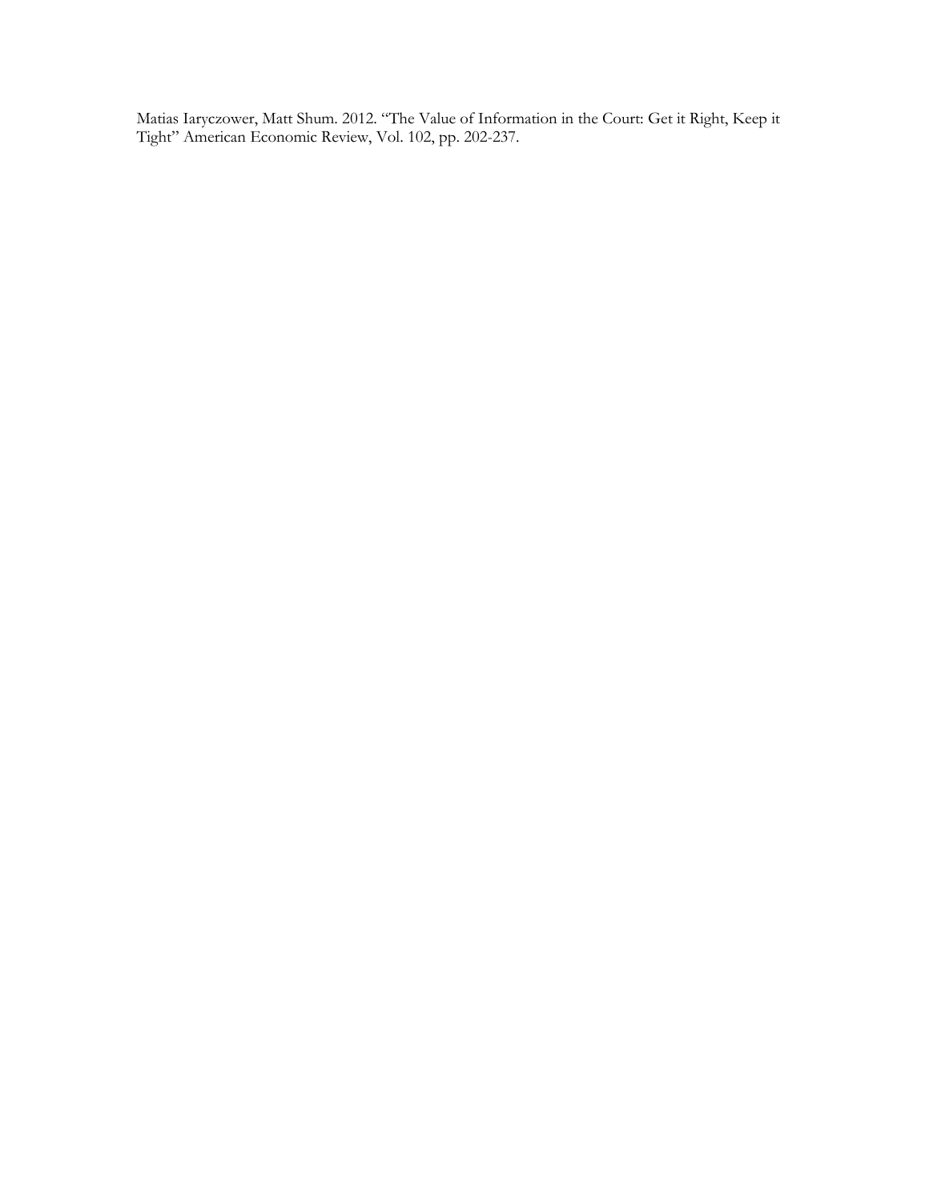Matias Iaryczower, Matt Shum. 2012. "The Value of Information in the Court: Get it Right, Keep it Tight" American Economic Review, Vol. 102, pp. 202-237.